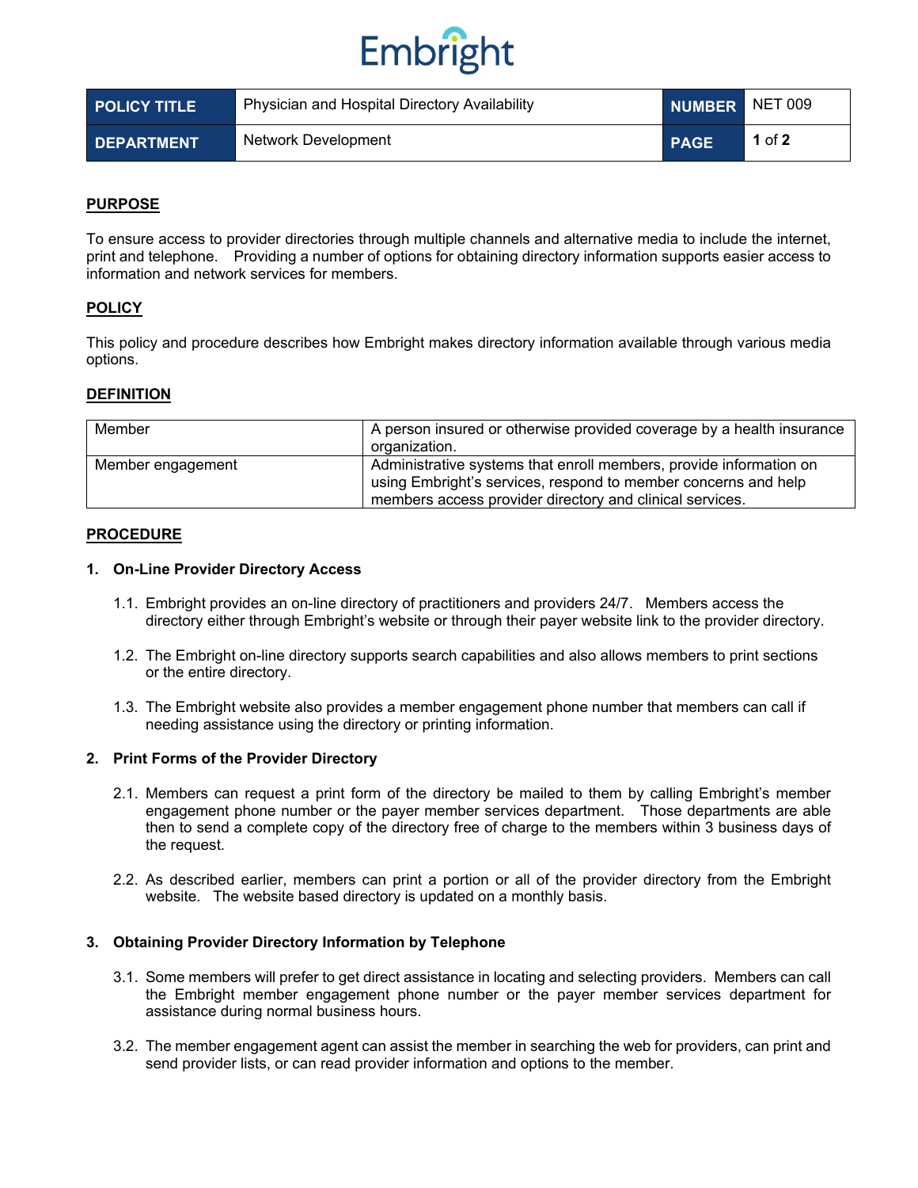Embright

| POLICY TITLE | Physician and Hospital Directory Availability | NUMBER | NET 009 |
| --- | --- | --- | --- |
| DEPARTMENT | Network Development | PAGE | 1 of 2 |

## PURPOSE

To ensure access to provider directories through multiple channels and alternative media to include the internet, print and telephone. Providing a number of options for obtaining directory information supports easier access to information and network services for members.

## POLICY

This policy and procedure describes how Embright makes directory information available through various media options.

## DEFINITION

| Member | A person insured or otherwise provided coverage by a health insurance organization. |
| --- | --- |
| Member engagement | Administrative systems that enroll members, provide information on using Embright's services, respond to member concerns and help members access provider directory and clinical services. |

## PROCEDURE

### 1. On-Line Provider Directory Access

1.1. Embright provides an on-line directory of practitioners and providers 24/7. Members access the directory either through Embright's website or through their payer website link to the provider directory.

1.2. The Embright on-line directory supports search capabilities and also allows members to print sections or the entire directory.

1.3. The Embright website also provides a member engagement phone number that members can call if needing assistance using the directory or printing information.

### 2. Print Forms of the Provider Directory

2.1. Members can request a print form of the directory be mailed to them by calling Embright's member engagement phone number or the payer member services department. Those departments are able then to send a complete copy of the directory free of charge to the members within 3 business days of the request.

2.2. As described earlier, members can print a portion or all of the provider directory from the Embright website. The website based directory is updated on a monthly basis.

### 3. Obtaining Provider Directory Information by Telephone

3.1. Some members will prefer to get direct assistance in locating and selecting providers. Members can call the Embright member engagement phone number or the payer member services department for assistance during normal business hours.

3.2. The member engagement agent can assist the member in searching the web for providers, can print and send provider lists, or can read provider information and options to the member.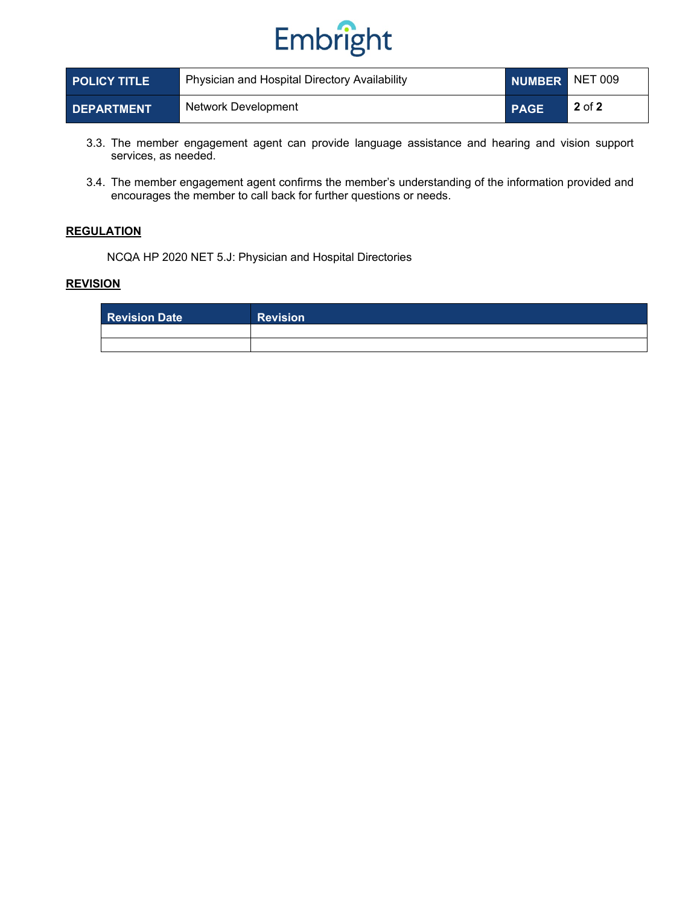3.3. The member engagement agent can provide language assistance and hearing and vision support services, as needed.

3.4. The member engagement agent confirms the member's understanding of the information provided and encourages the member to call back for further questions or needs.

## REGULATION

NCQA HP 2020 NET 5.J: Physician and Hospital Directories

## REVISION

| Revision Date | Revision |
|---|---|
| | |
| | |